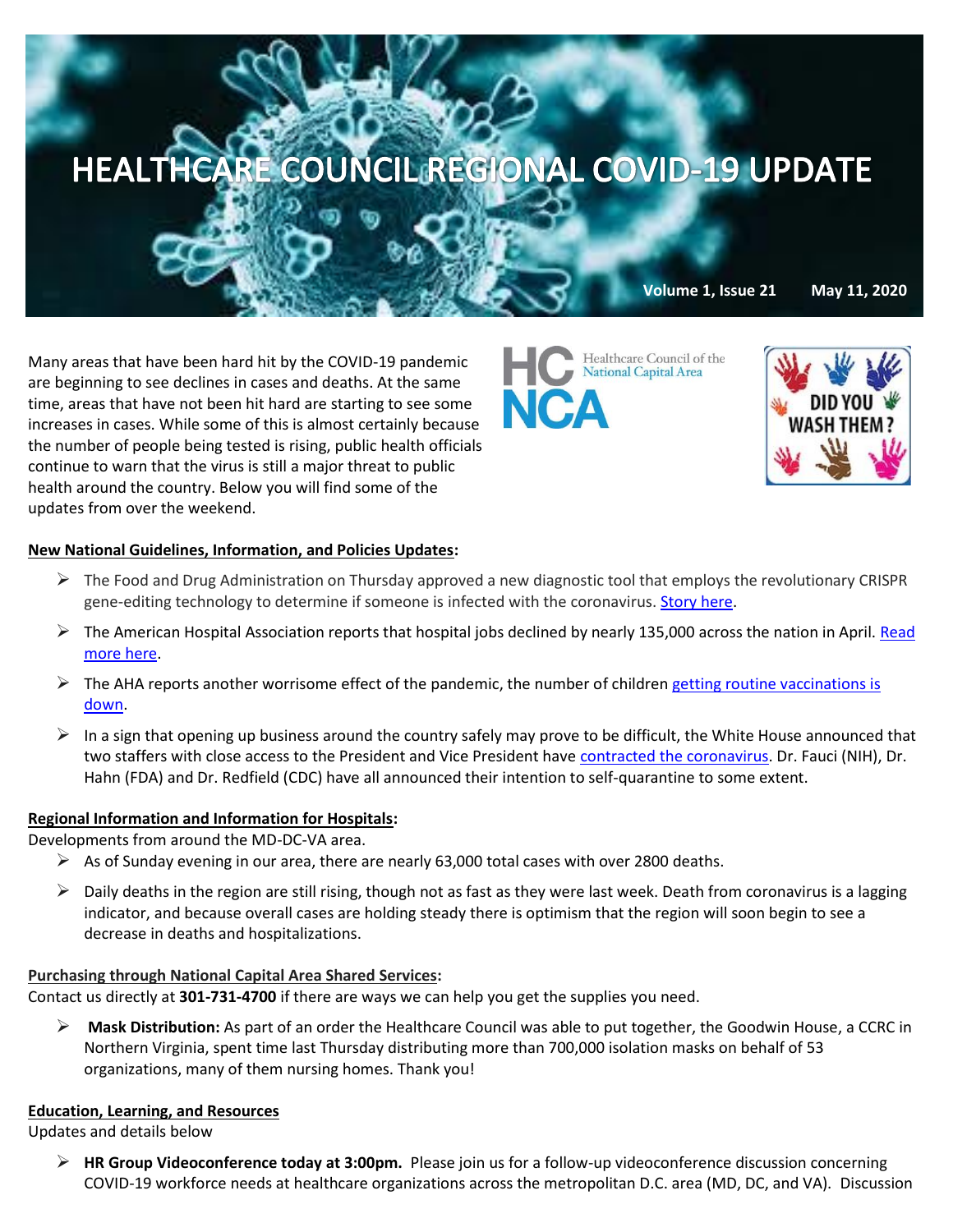# HEALTHCARE COUNCIL REGIONAL COVID-19 UPDATE

**Volume 1, Issue 21 May 11, 2020**

Healthcare Council of the National Capital Area

DID YOU WASH THEM?

Many areas that have been hard hit by the COVID-19 pandemic are beginning to see declines in cases and deaths. At the same time, areas that have not been hit hard are starting to see some increases in cases. While some of this is almost certainly because the number of people being tested is rising, public health officials continue to warn that the virus is still a major threat to public health around the country. Below you will find some of the updates from over the weekend.

**New National Guidelines, Information, and Policies Updates:**

- The Food and Drug Administration on Thursday approved a new diagnostic tool that employs the revolutionary CRISPR gene-editing technology to determine if someone is infected with the coronavirus. Story here.
- The American Hospital Association reports that hospital jobs declined by nearly 135,000 across the nation in April. Read more here.
- The AHA reports another worrisome effect of the pandemic, the number of children getting routine vaccinations is down.
- In a sign that opening up business around the country safely may prove to be difficult, the White House announced that two staffers with close access to the President and Vice President have contracted the coronavirus. Dr. Fauci (NIH), Dr. Hahn (FDA) and Dr. Redfield (CDC) have all announced their intention to self-quarantine to some extent.

**Regional Information and Information for Hospitals:**

Developments from around the MD-DC-VA area.

- As of Sunday evening in our area, there are nearly 63,000 total cases with over 2800 deaths.
- Daily deaths in the region are still rising, though not as fast as they were last week. Death from coronavirus is a lagging indicator, and because overall cases are holding steady there is optimism that the region will soon begin to see a decrease in deaths and hospitalizations.

**Purchasing through National Capital Area Shared Services:**

Contact us directly at **301-731-4700** if there are ways we can help you get the supplies you need.

- **Mask Distribution:** As part of an order the Healthcare Council was able to put together, the Goodwin House, a CCRC in Northern Virginia, spent time last Thursday distributing more than 700,000 isolation masks on behalf of 53 organizations, many of them nursing homes. Thank you!

**Education, Learning, and Resources**

Updates and details below

- **HR Group Videoconference today at 3:00pm.** Please join us for a follow-up videoconference discussion concerning COVID-19 workforce needs at healthcare organizations across the metropolitan D.C. area (MD, DC, and VA). Discussion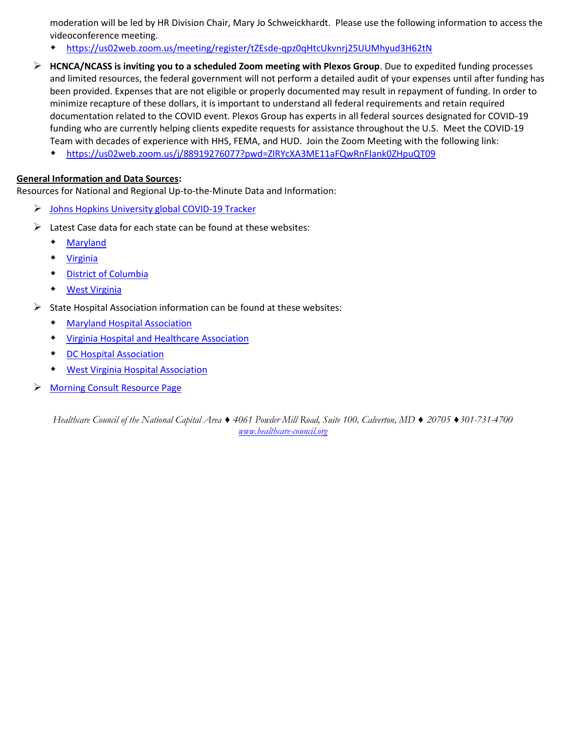moderation will be led by HR Division Chair, Mary Jo Schweickhardt. Please use the following information to access the videoconference meeting.

- https://us02web.zoom.us/meeting/register/tZEsde-qpz0qHtcUkvnrj25UUMhyud3H62tN

- **HCNCA/NCASS is inviting you to a scheduled Zoom meeting with Plexos Group**. Due to expedited funding processes and limited resources, the federal government will not perform a detailed audit of your expenses until after funding has been provided. Expenses that are not eligible or properly documented may result in repayment of funding. In order to minimize recapture of these dollars, it is important to understand all federal requirements and retain required documentation related to the COVID event. Plexos Group has experts in all federal sources designated for COVID-19 funding who are currently helping clients expedite requests for assistance throughout the U.S. Meet the COVID-19 Team with decades of experience with HHS, FEMA, and HUD. Join the Zoom Meeting with the following link:
  - https://us02web.zoom.us/j/88919276077?pwd=ZlRYcXA3ME11aFQwRnFIank0ZHpuQT09

**General Information and Data Sources:**

Resources for National and Regional Up-to-the-Minute Data and Information:

- Johns Hopkins University global COVID-19 Tracker
- Latest Case data for each state can be found at these websites:
  - Maryland
  - Virginia
  - District of Columbia
  - West Virginia
- State Hospital Association information can be found at these websites:
  - Maryland Hospital Association
  - Virginia Hospital and Healthcare Association
  - DC Hospital Association
  - West Virginia Hospital Association
- Morning Consult Resource Page

*Healthcare Council of the National Capital Area ♦ 4061 Powder Mill Road, Suite 100, Calverton, MD ♦ 20705 ♦301-731-4700*
*www.healthcare-council.org*